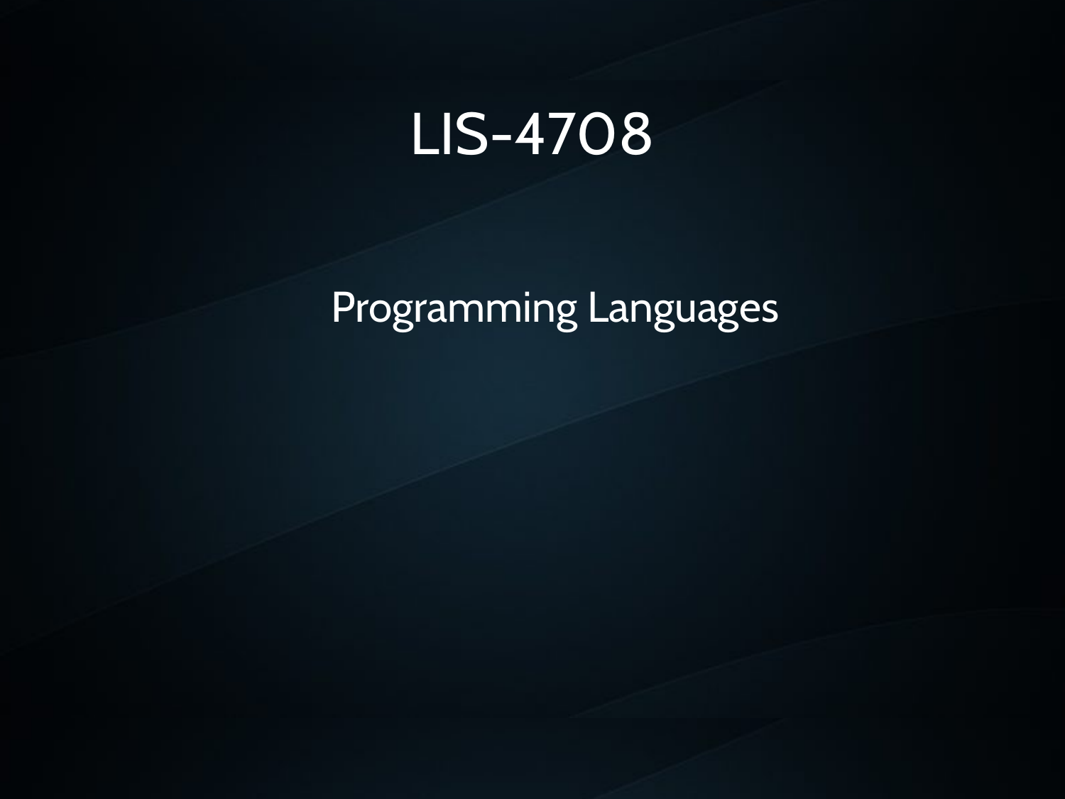# LIS-4708

Programming Languages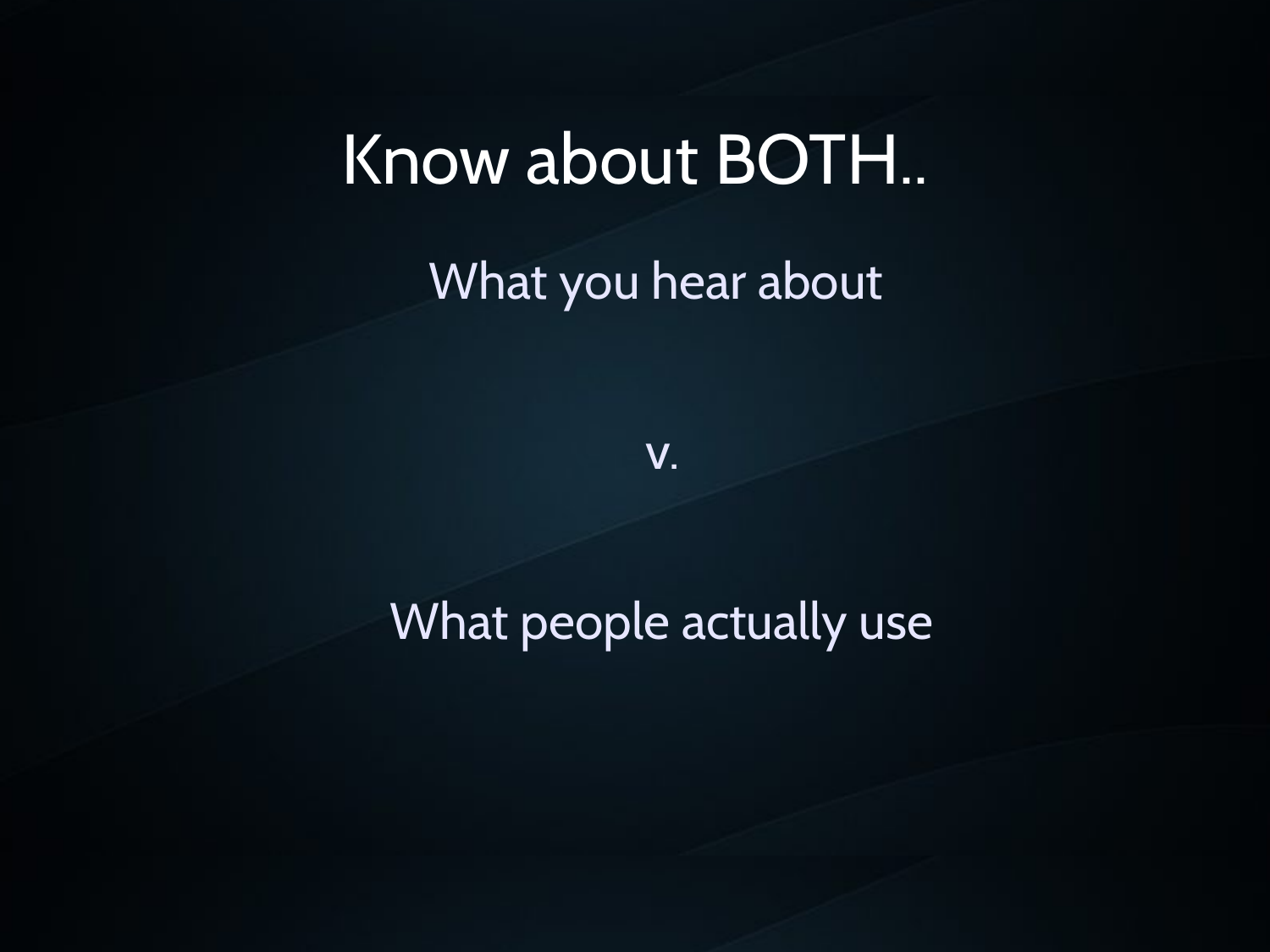# Know about BOTH..

What you hear about

v.

What people actually use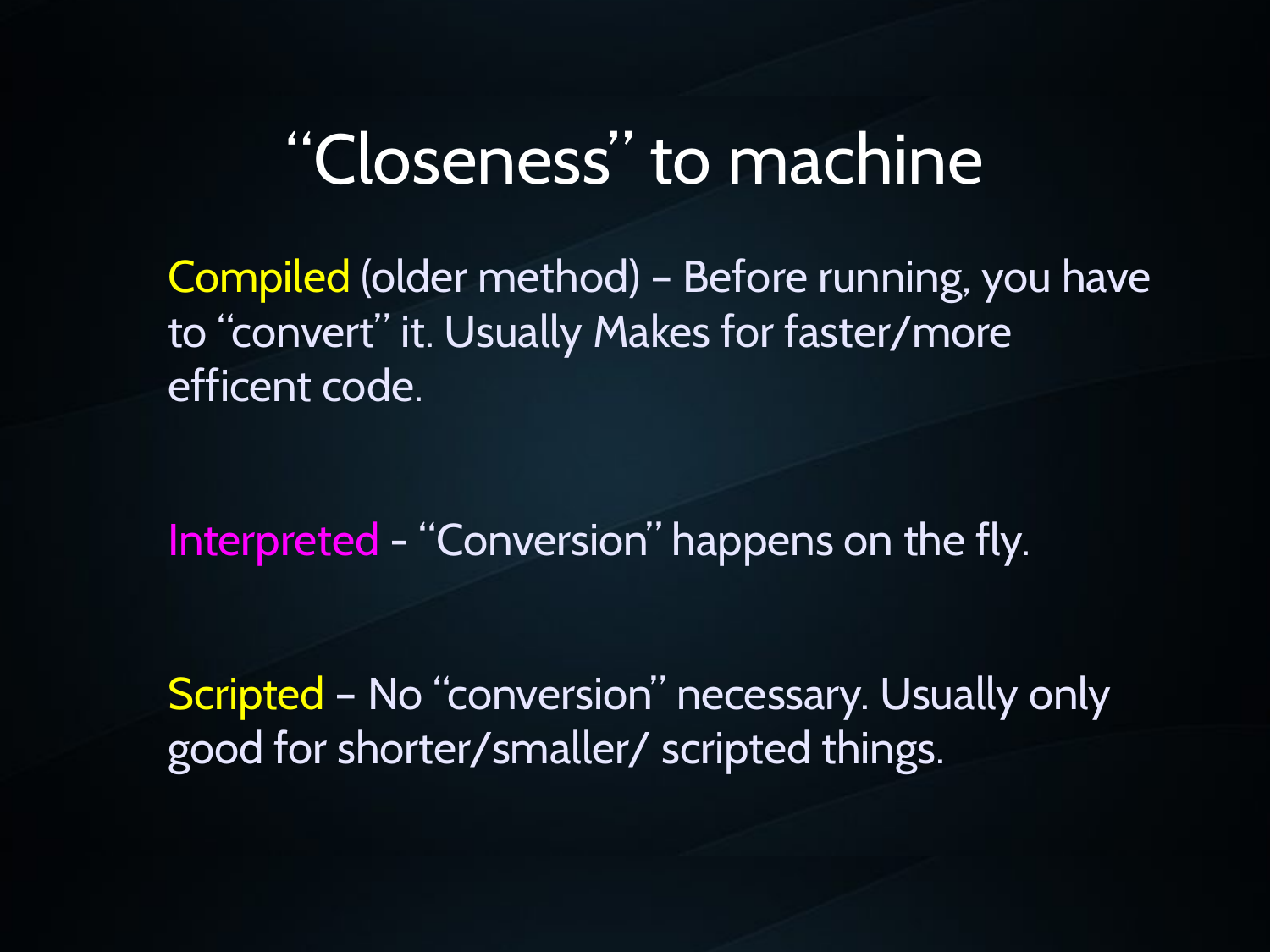# “Closeness” to machine

Compiled (older method) – Before running, you have to “convert” it. Usually Makes for faster/more efficent code.

Interpreted - “Conversion” happens on the fly.

Scripted – No “conversion” necessary. Usually only good for shorter/smaller/ scripted things.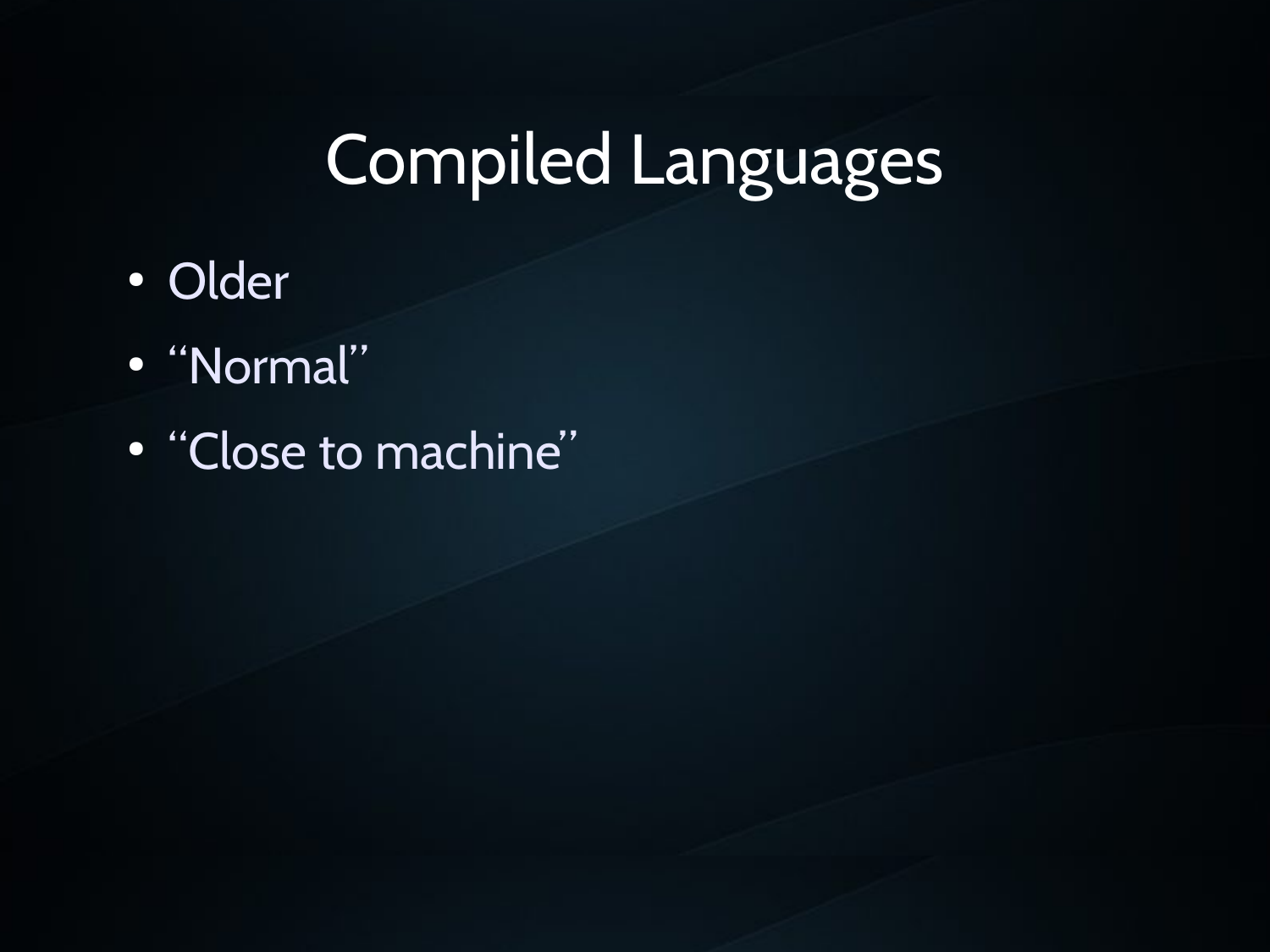# Compiled Languages

- Older
- “Normal”
- “Close to machine”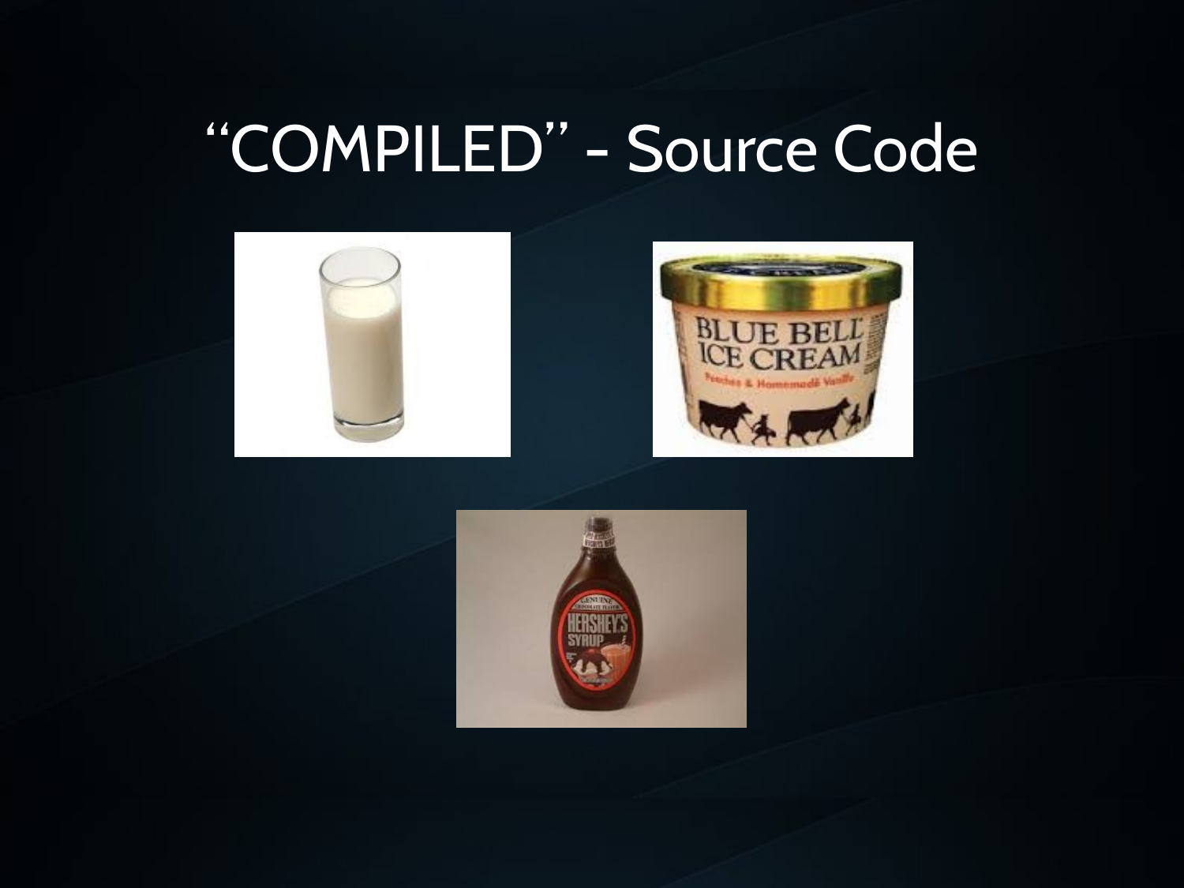# “COMPILED” - Source Code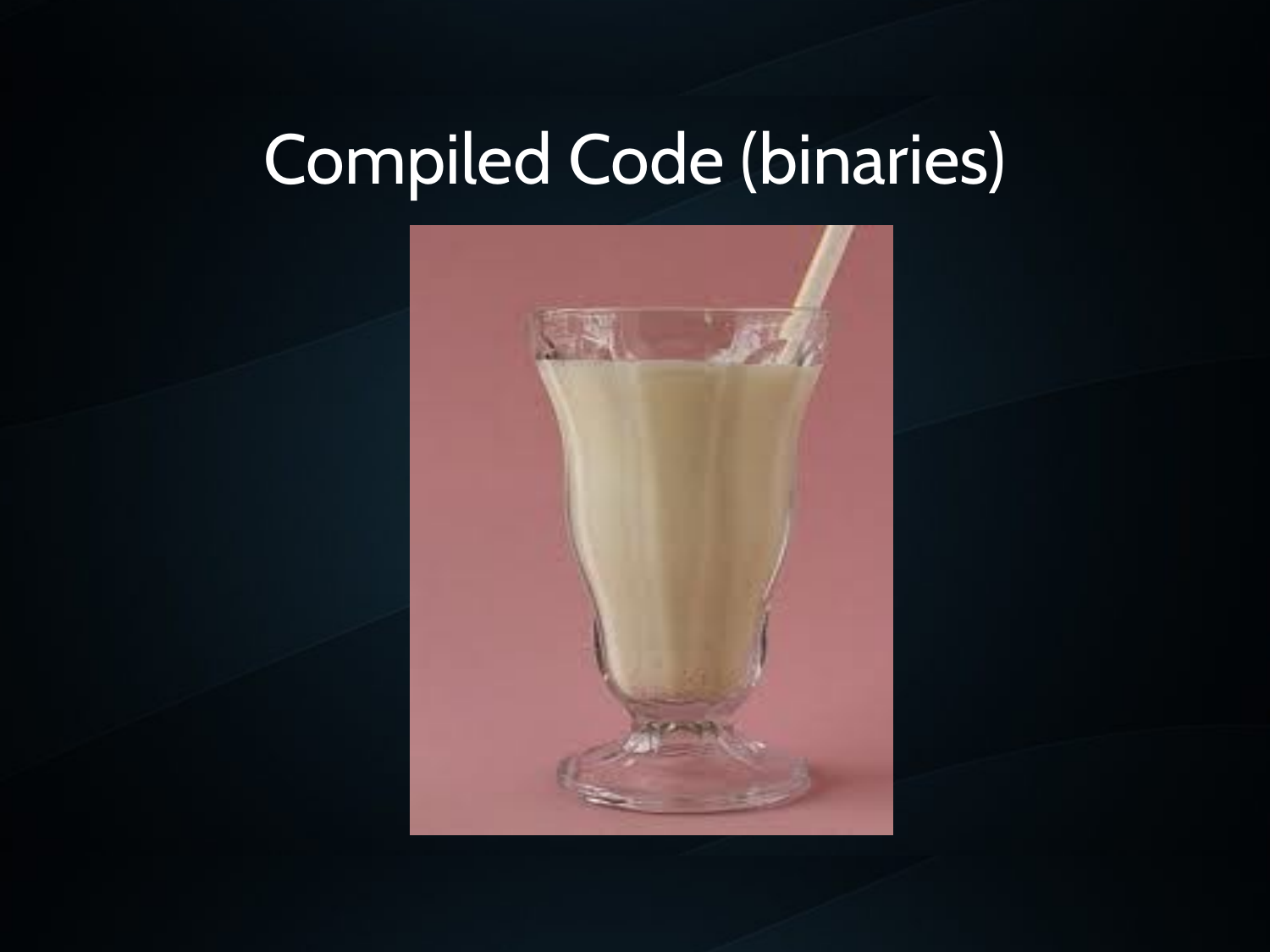# Compiled Code (binaries)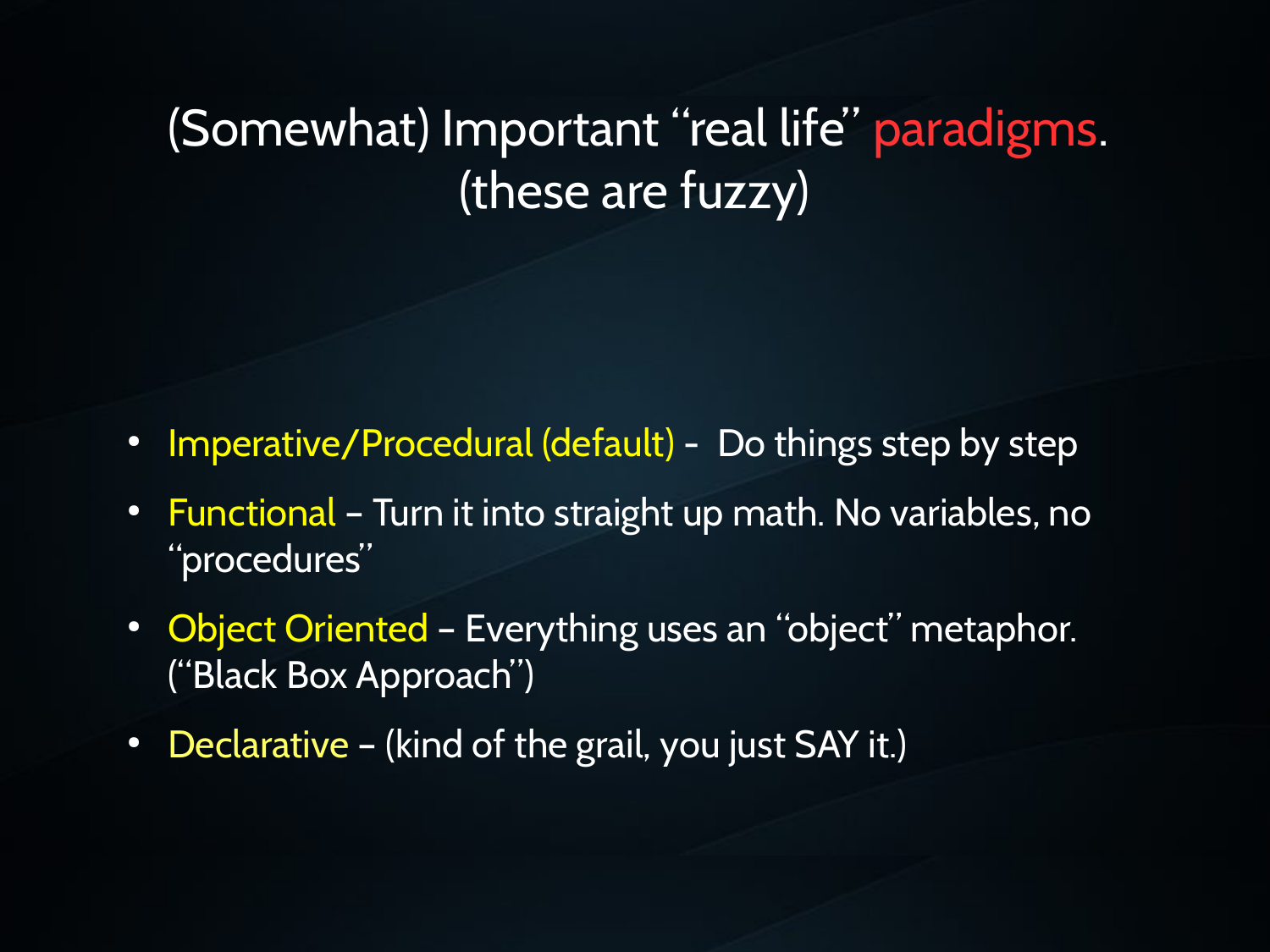# (Somewhat) Important "real life" paradigms. (these are fuzzy)

- Imperative/Procedural (default) - Do things step by step
- Functional – Turn it into straight up math. No variables, no "procedures"
- Object Oriented – Everything uses an "object" metaphor. ("Black Box Approach")
- Declarative – (kind of the grail, you just SAY it.)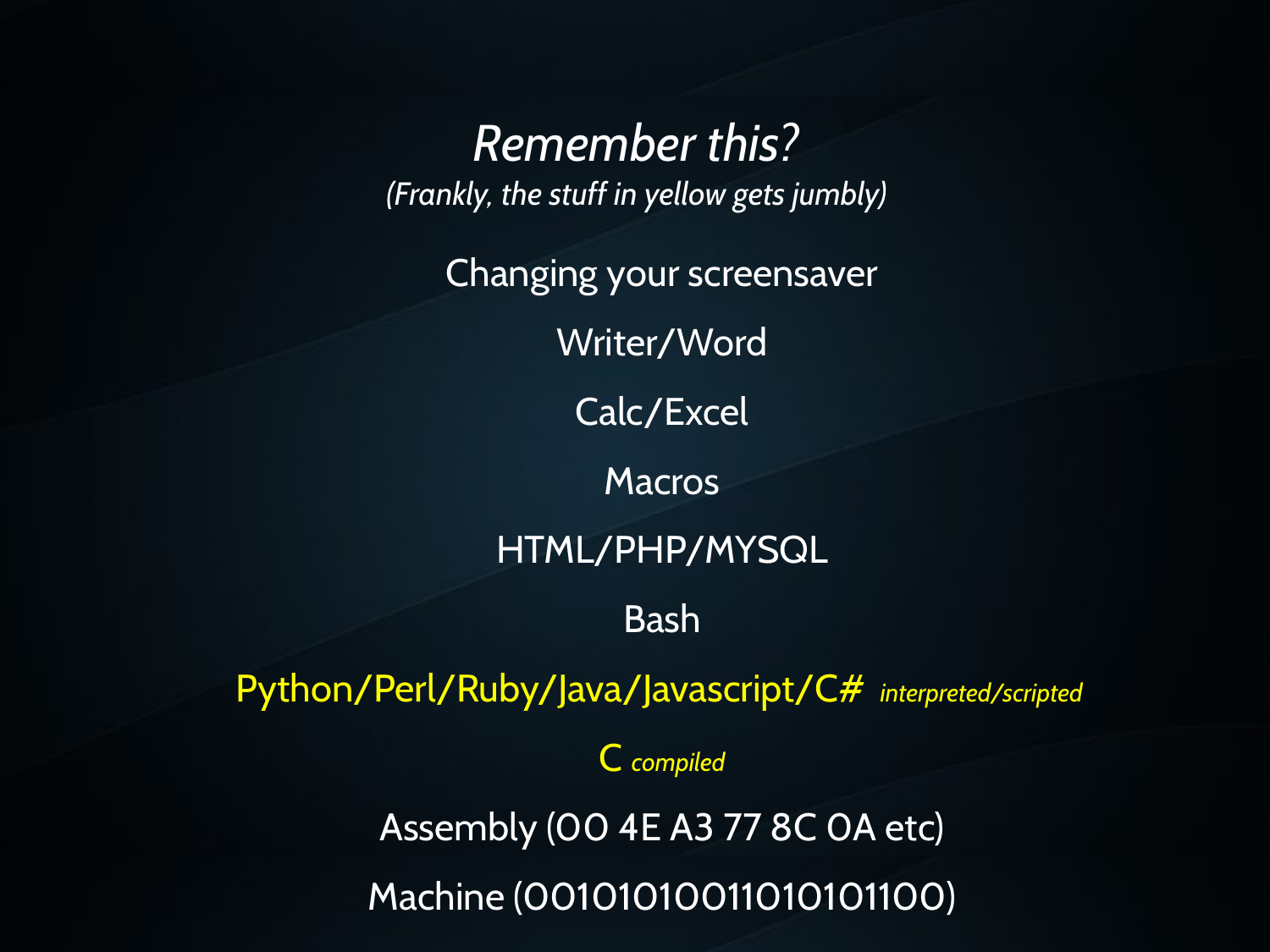## *Remember this?*

*(Frankly, the stuff in yellow gets jumbly)*

Changing your screensaver

Writer/Word

Calc/Excel

Macros

HTML/PHP/MYSQL

Bash

Python/Perl/Ruby/Java/Javascript/C# *interpreted/scripted*

C *compiled*

Assembly (00 4E A3 77 8C 0A etc)

Machine (0010101001101010 1100)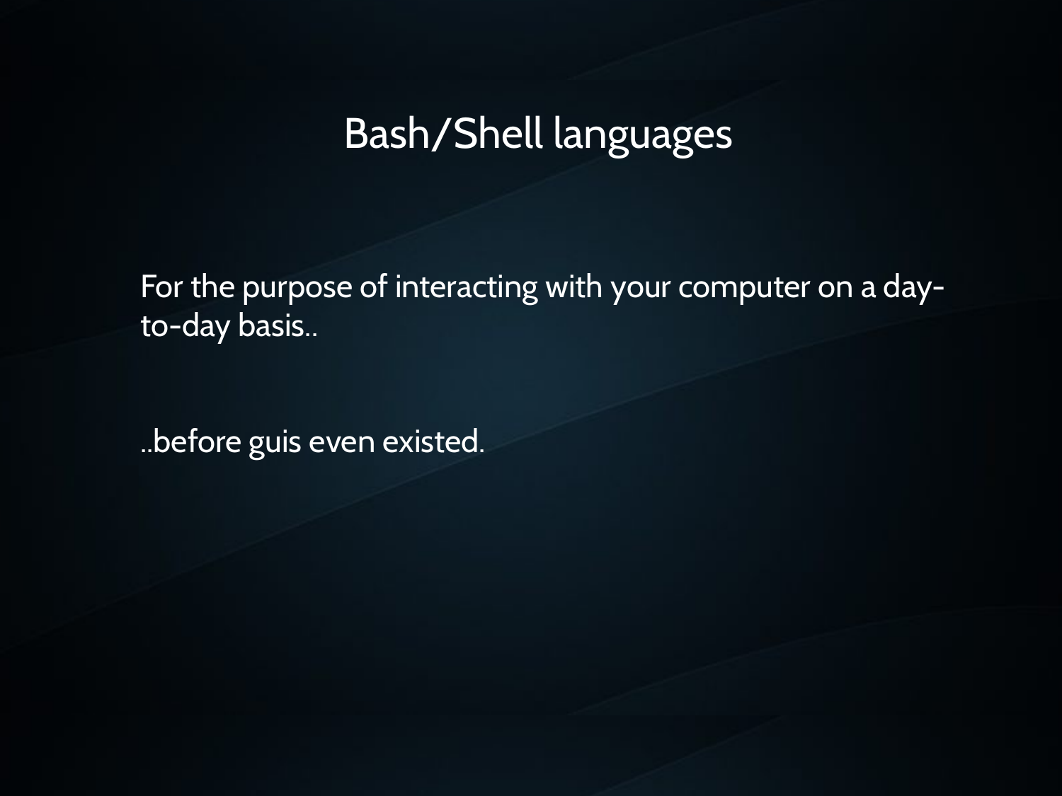# Bash/Shell languages

For the purpose of interacting with your computer on a day-to-day basis..

..before guis even existed.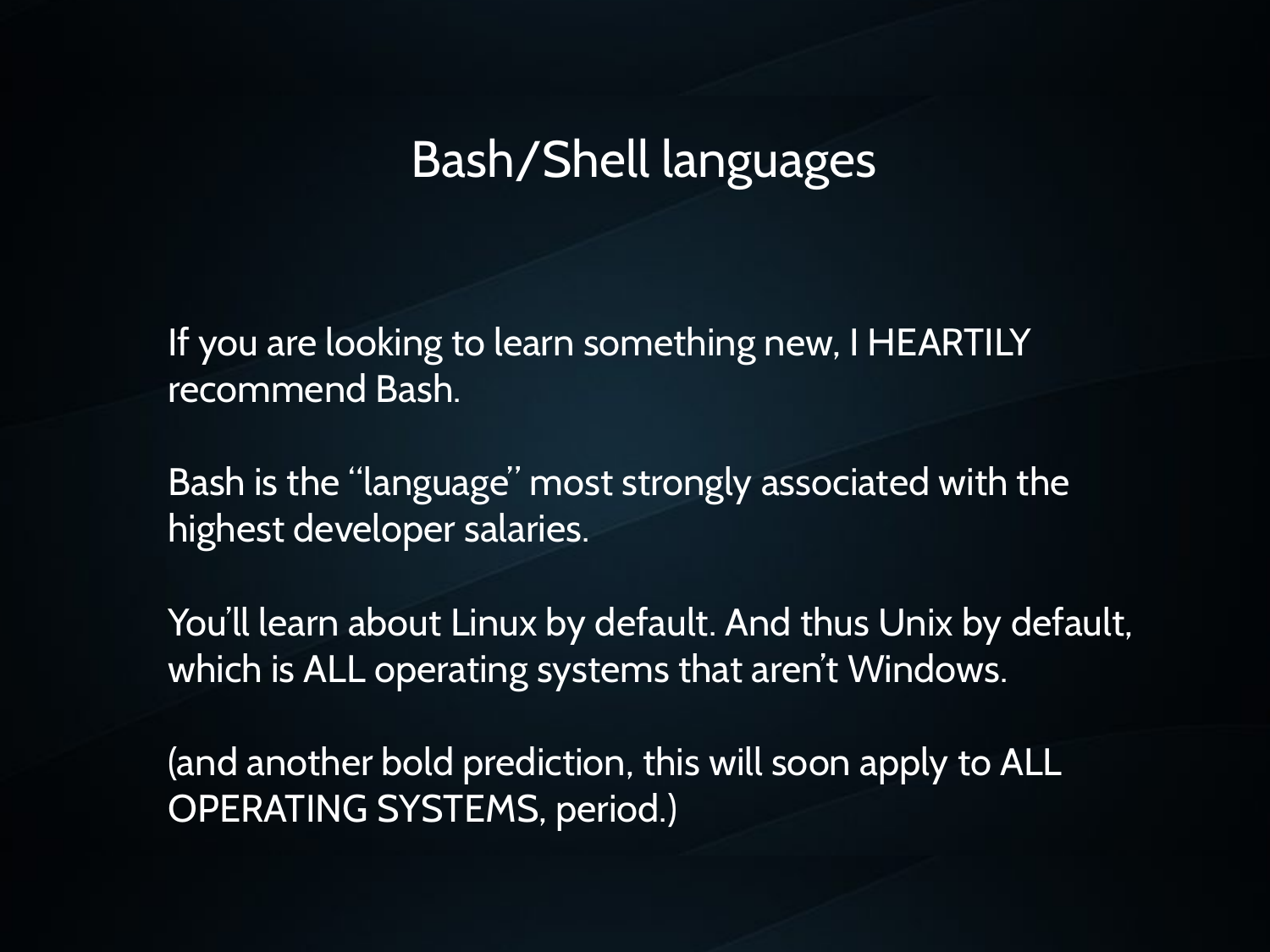# Bash/Shell languages

If you are looking to learn something new, I HEARTILY recommend Bash.

Bash is the “language” most strongly associated with the highest developer salaries.

You’ll learn about Linux by default. And thus Unix by default, which is ALL operating systems that aren’t Windows.

(and another bold prediction, this will soon apply to ALL OPERATING SYSTEMS, period.)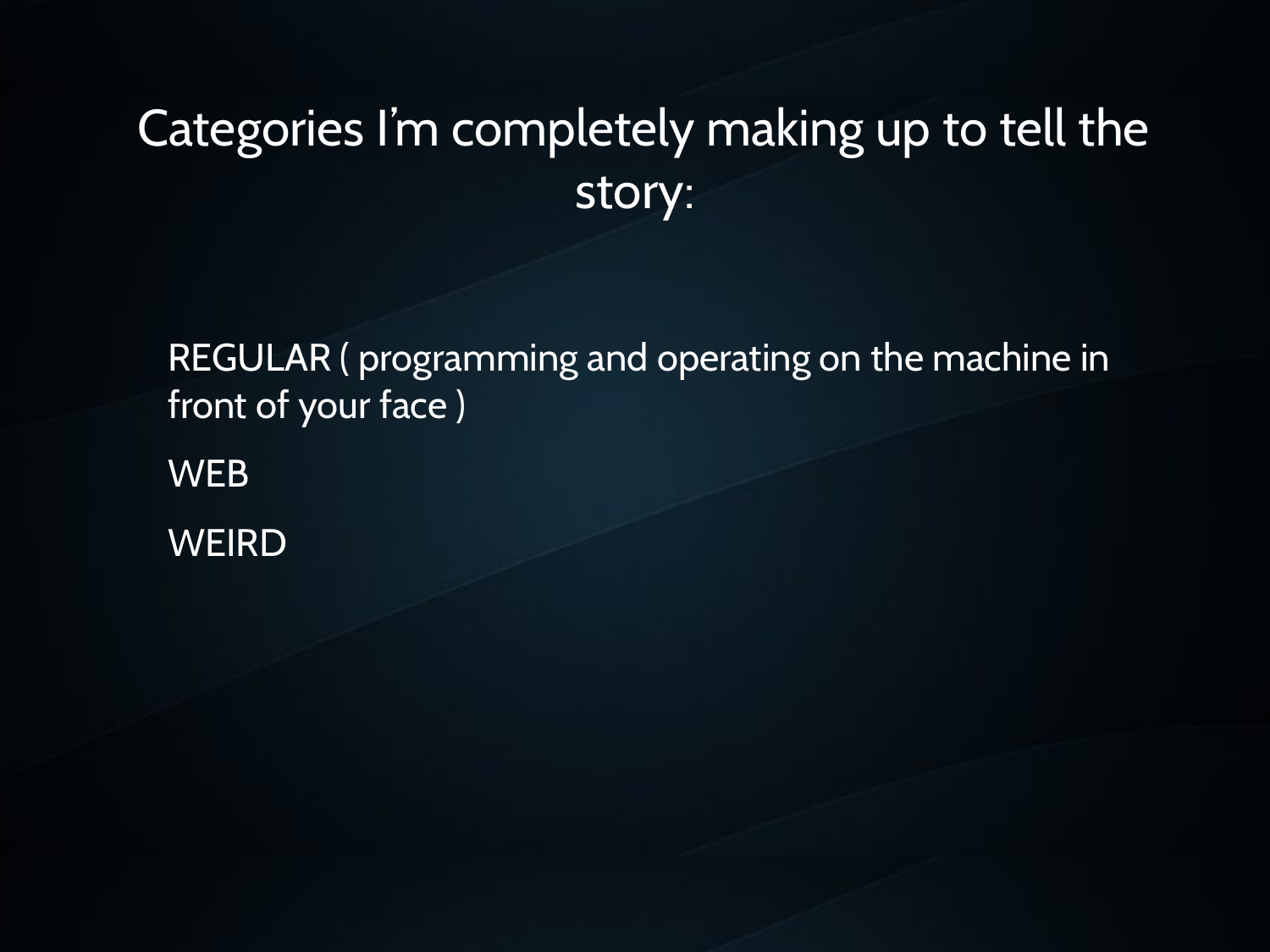# Categories I'm completely making up to tell the story:

REGULAR ( programming and operating on the machine in front of your face )

WEB

WEIRD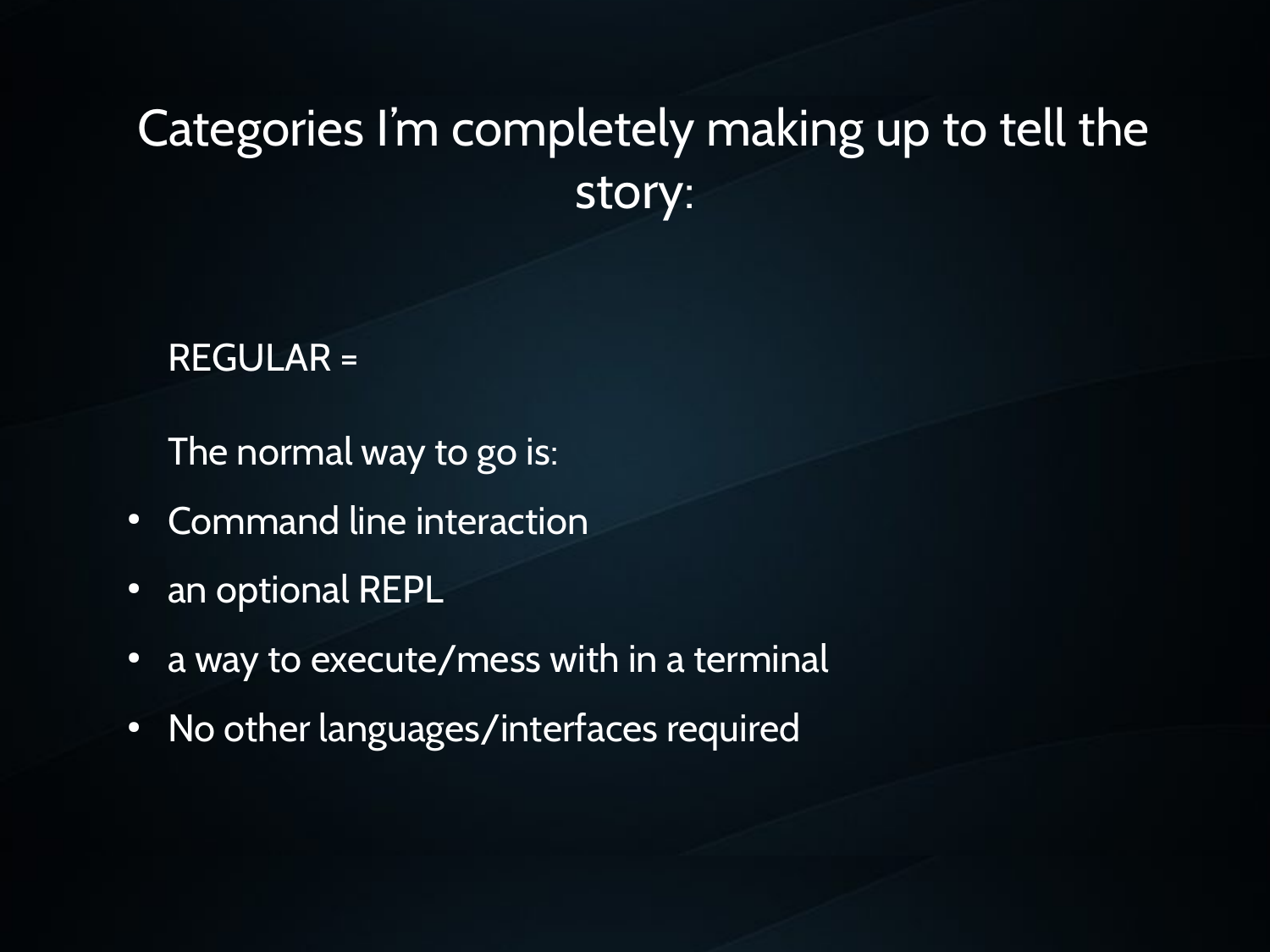# Categories I'm completely making up to tell the story:

REGULAR =

The normal way to go is:

- Command line interaction
- an optional REPL
- a way to execute/mess with in a terminal
- No other languages/interfaces required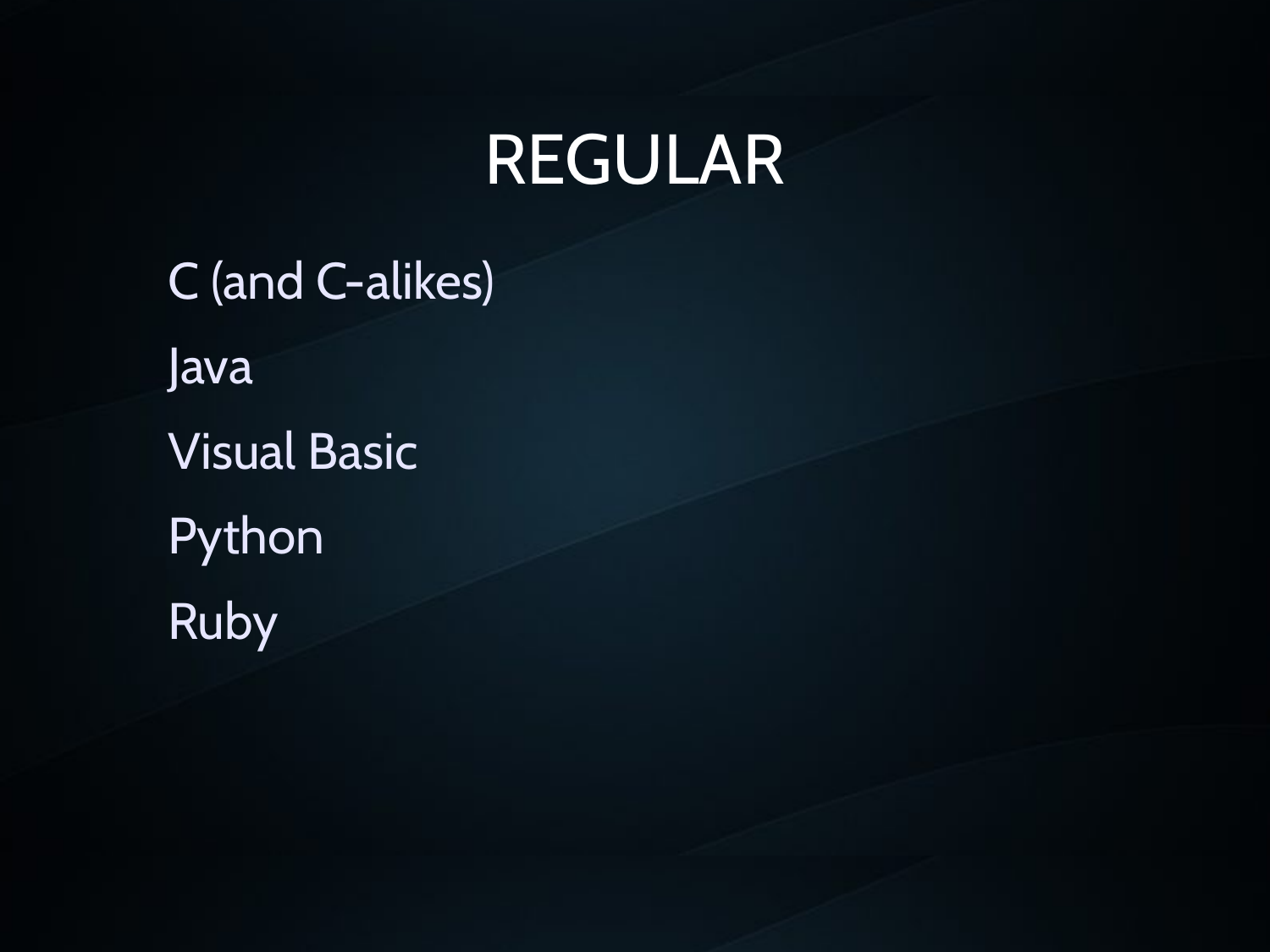# REGULAR

- C (and C-alikes)
- Java
- Visual Basic
- Python
- Ruby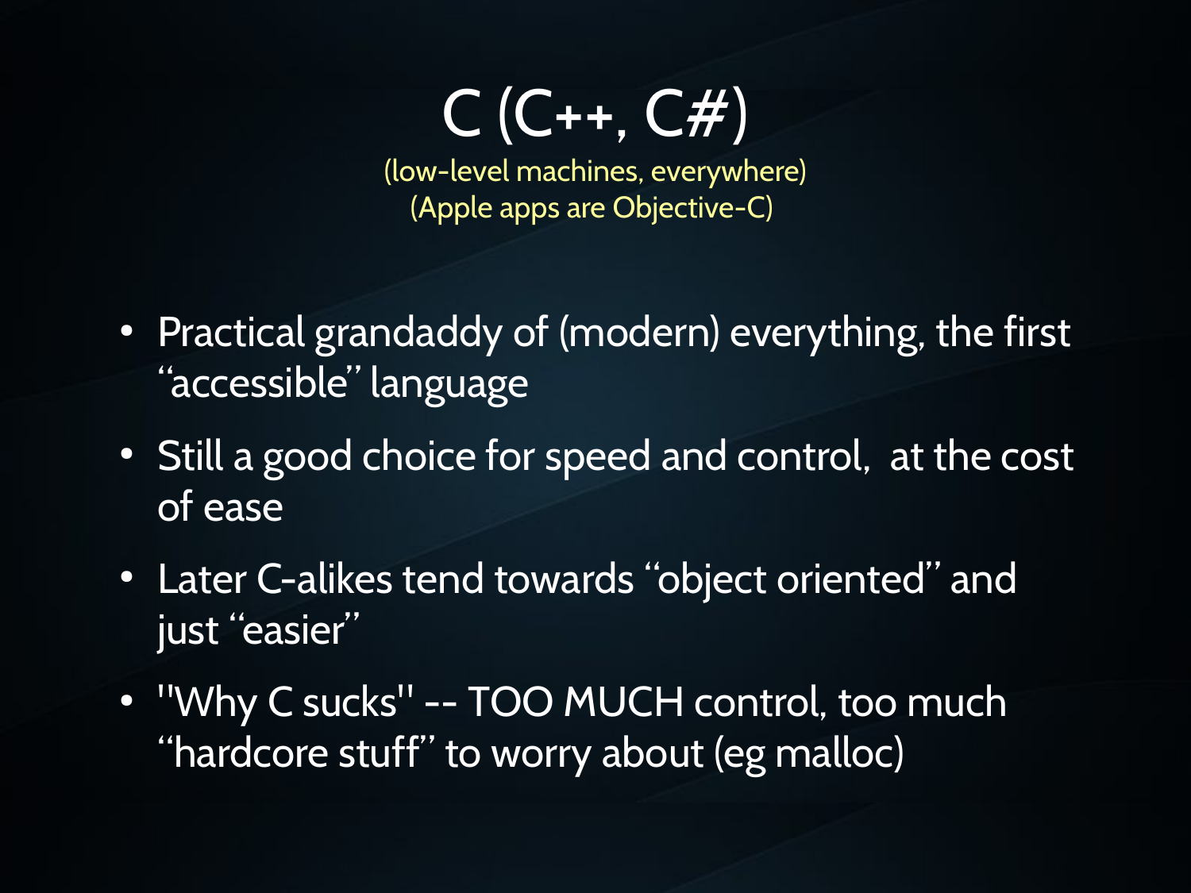# C (C++, C#)

(low-level machines, everywhere)
(Apple apps are Objective-C)

- Practical grandaddy of (modern) everything, the first “accessible” language
- Still a good choice for speed and control, at the cost of ease
- Later C-alikes tend towards “object oriented” and just “easier”
- "Why C sucks" -- TOO MUCH control, too much “hardcore stuff” to worry about (eg malloc)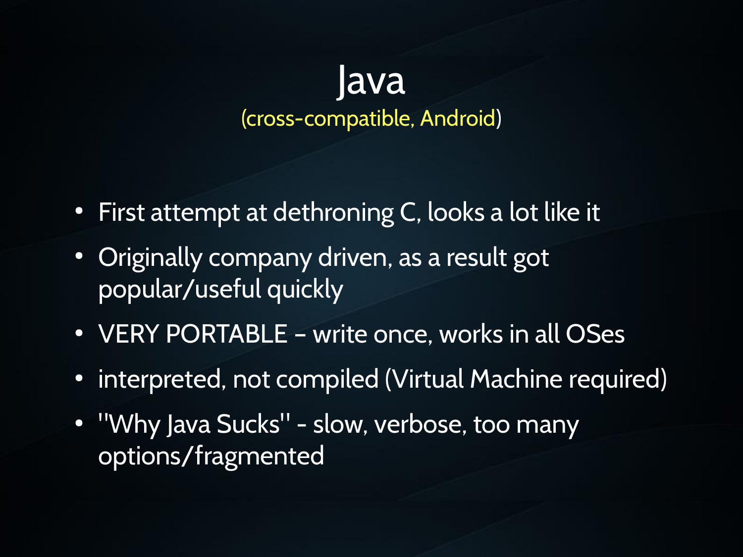# Java

(cross-compatible, Android)

- First attempt at dethroning C, looks a lot like it
- Originally company driven, as a result got popular/useful quickly
- VERY PORTABLE – write once, works in all OSes
- interpreted, not compiled (Virtual Machine required)
- "Why Java Sucks" - slow, verbose, too many options/fragmented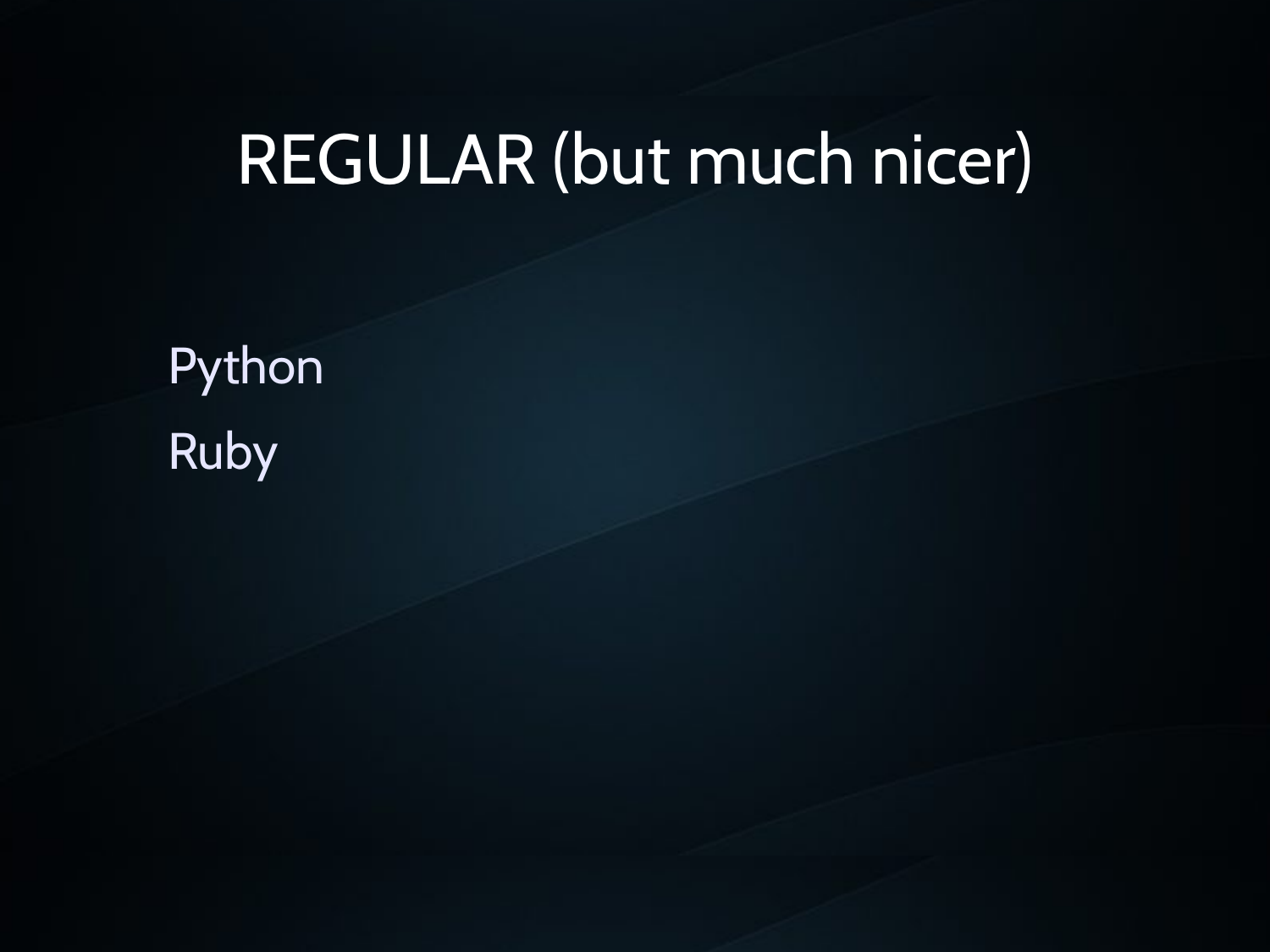# REGULAR (but much nicer)

Python

Ruby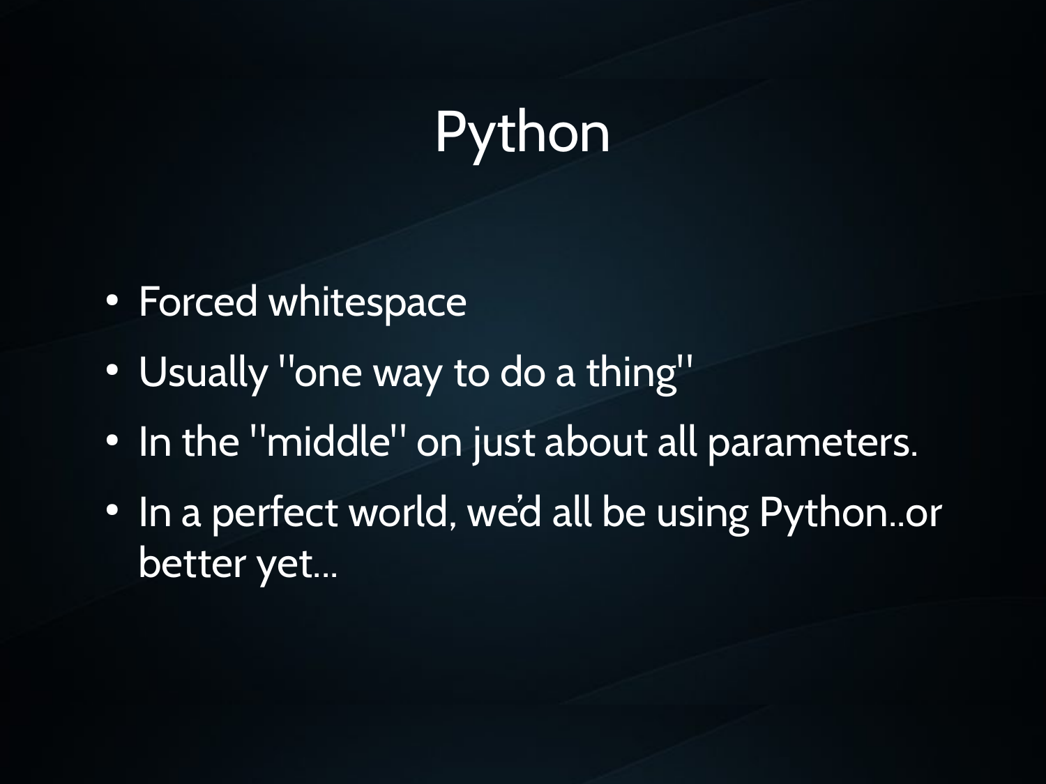# Python

- Forced whitespace
- Usually "one way to do a thing"
- In the "middle" on just about all parameters.
- In a perfect world, we'd all be using Python..or better yet...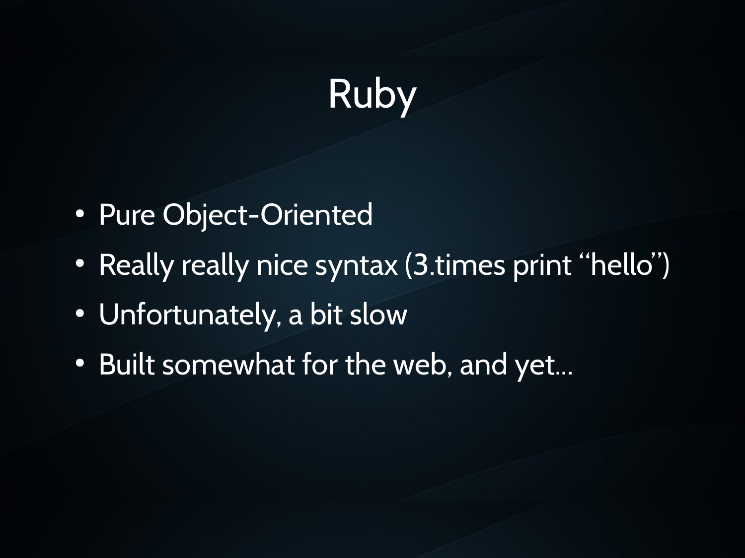# Ruby

- Pure Object-Oriented
- Really really nice syntax (3.times print “hello”)
- Unfortunately, a bit slow
- Built somewhat for the web, and yet...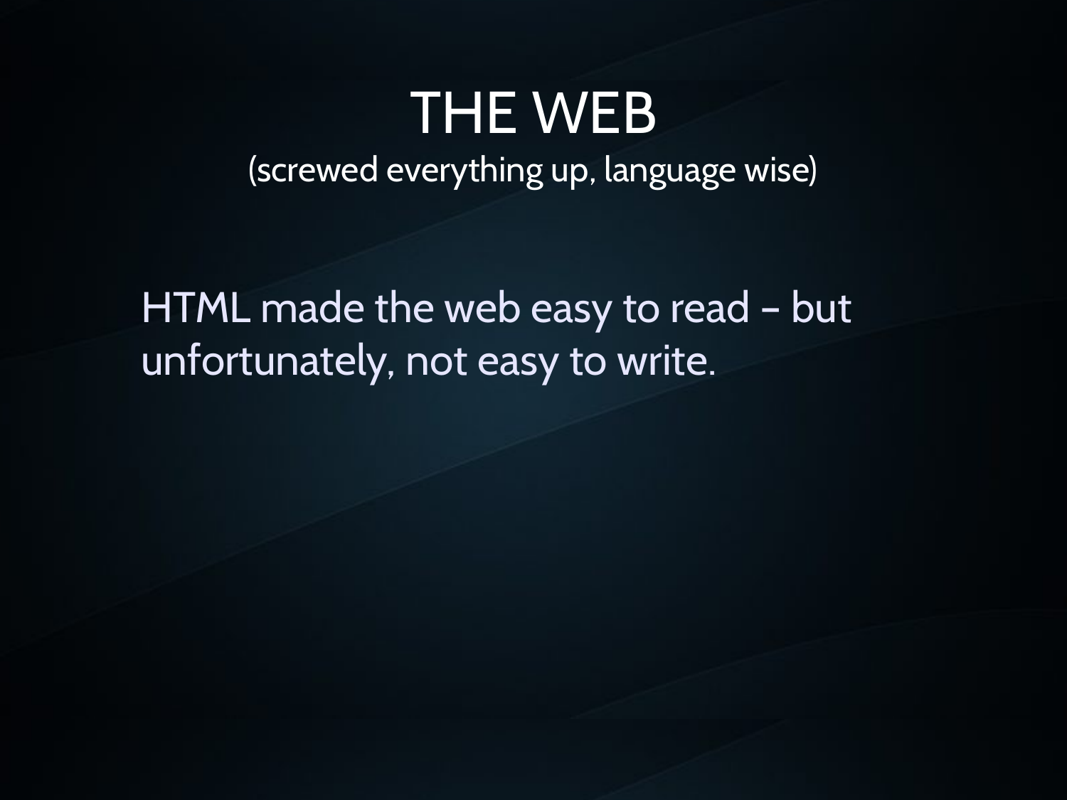# THE WEB

(screwed everything up, language wise)

HTML made the web easy to read – but unfortunately, not easy to write.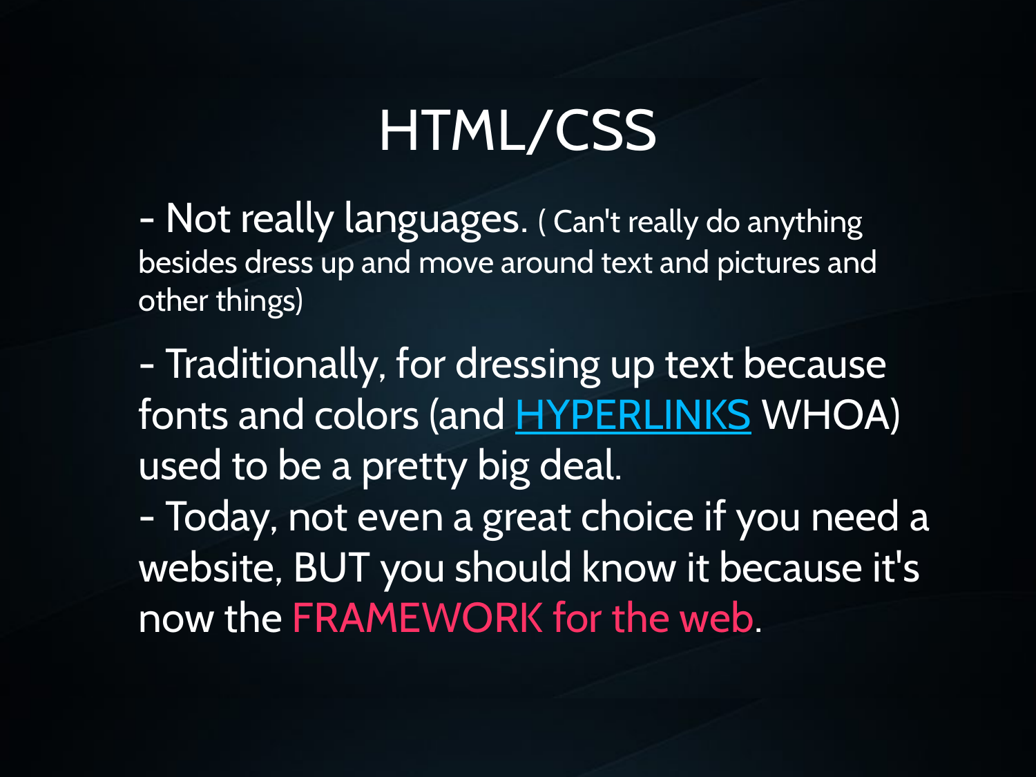# HTML/CSS

- Not really languages. ( Can't really do anything besides dress up and move around text and pictures and other things)

- Traditionally, for dressing up text because fonts and colors (and HYPERLINKS WHOA) used to be a pretty big deal.
- Today, not even a great choice if you need a website, BUT you should know it because it's now the FRAMEWORK for the web.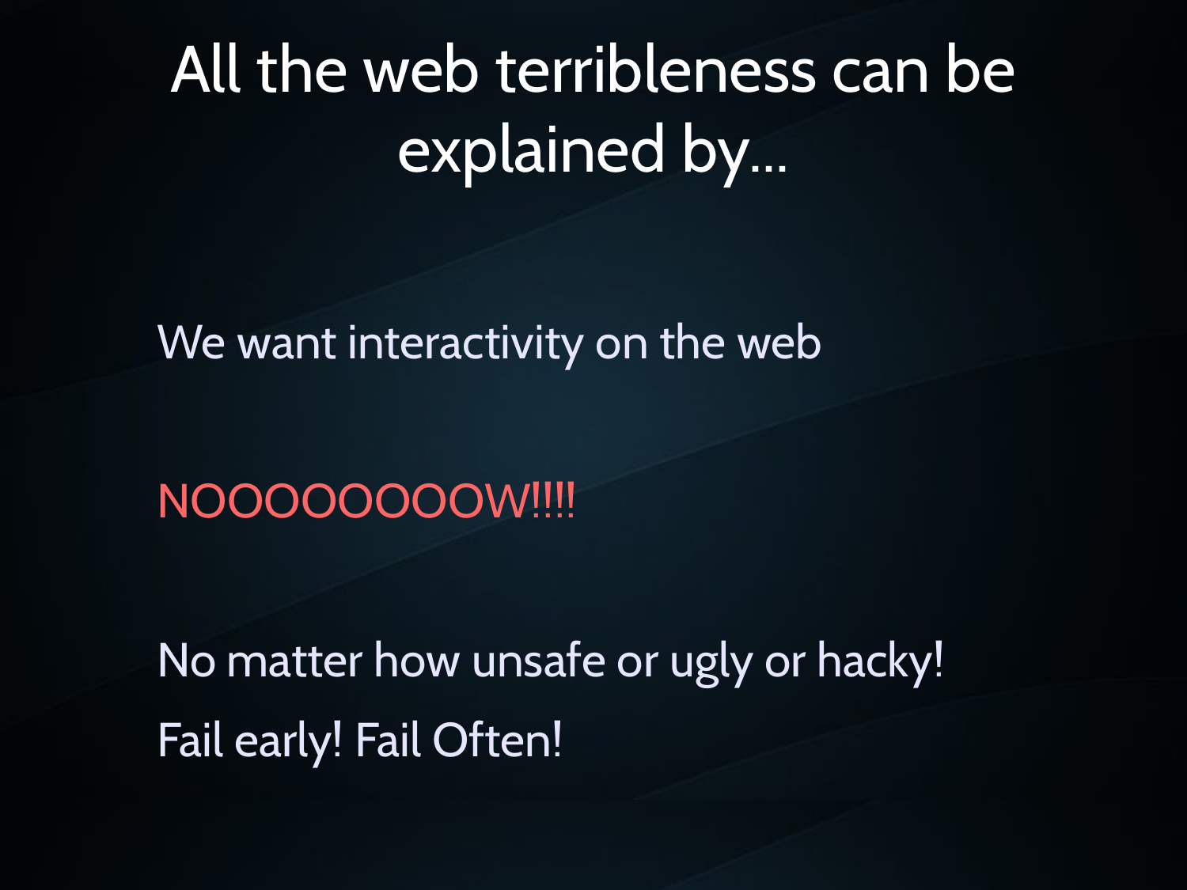# All the web terribleness can be explained by...

We want interactivity on the web

NOOOOOOOOW!!!!

No matter how unsafe or ugly or hacky!

Fail early! Fail Often!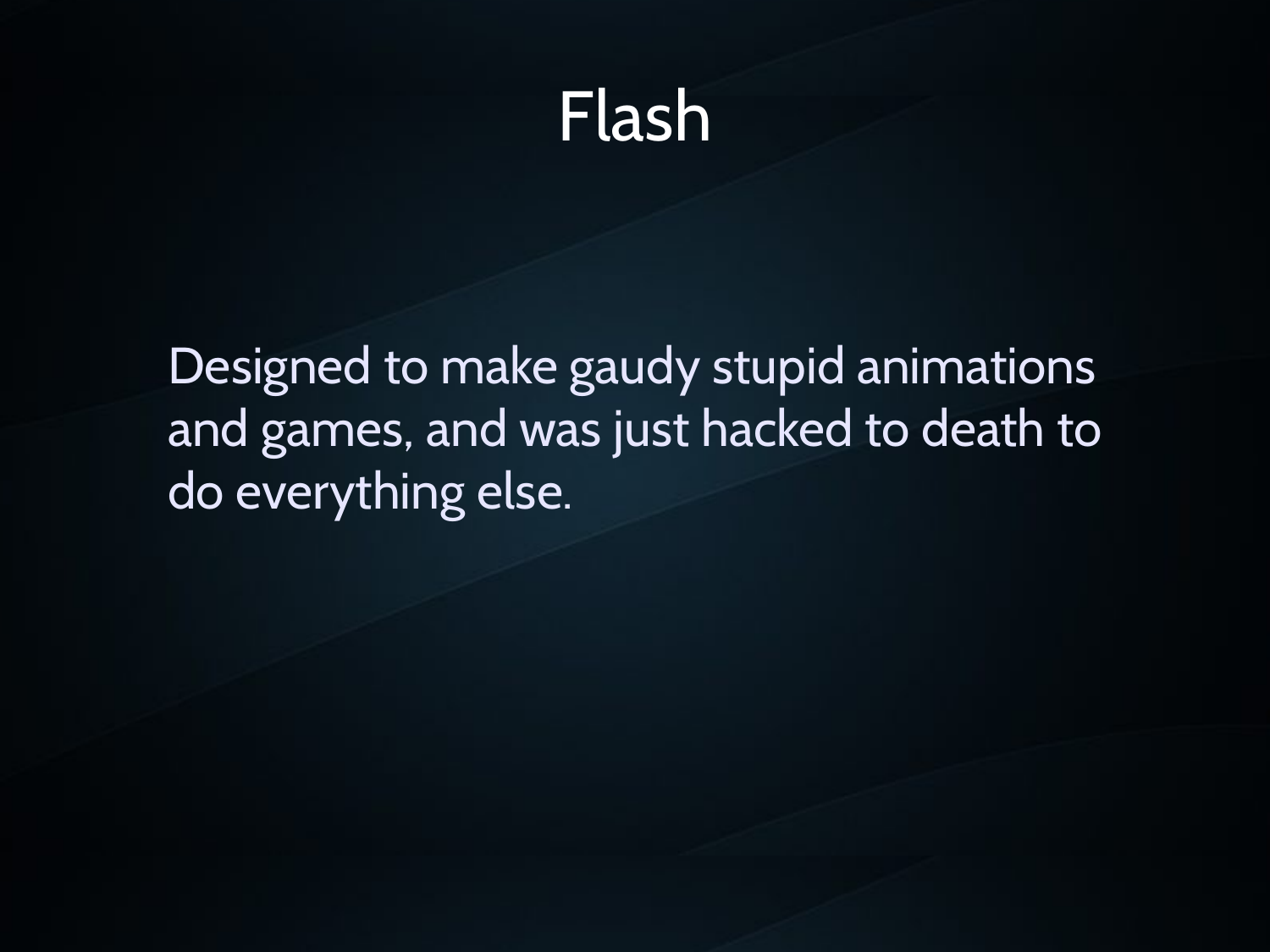# Flash

Designed to make gaudy stupid animations and games, and was just hacked to death to do everything else.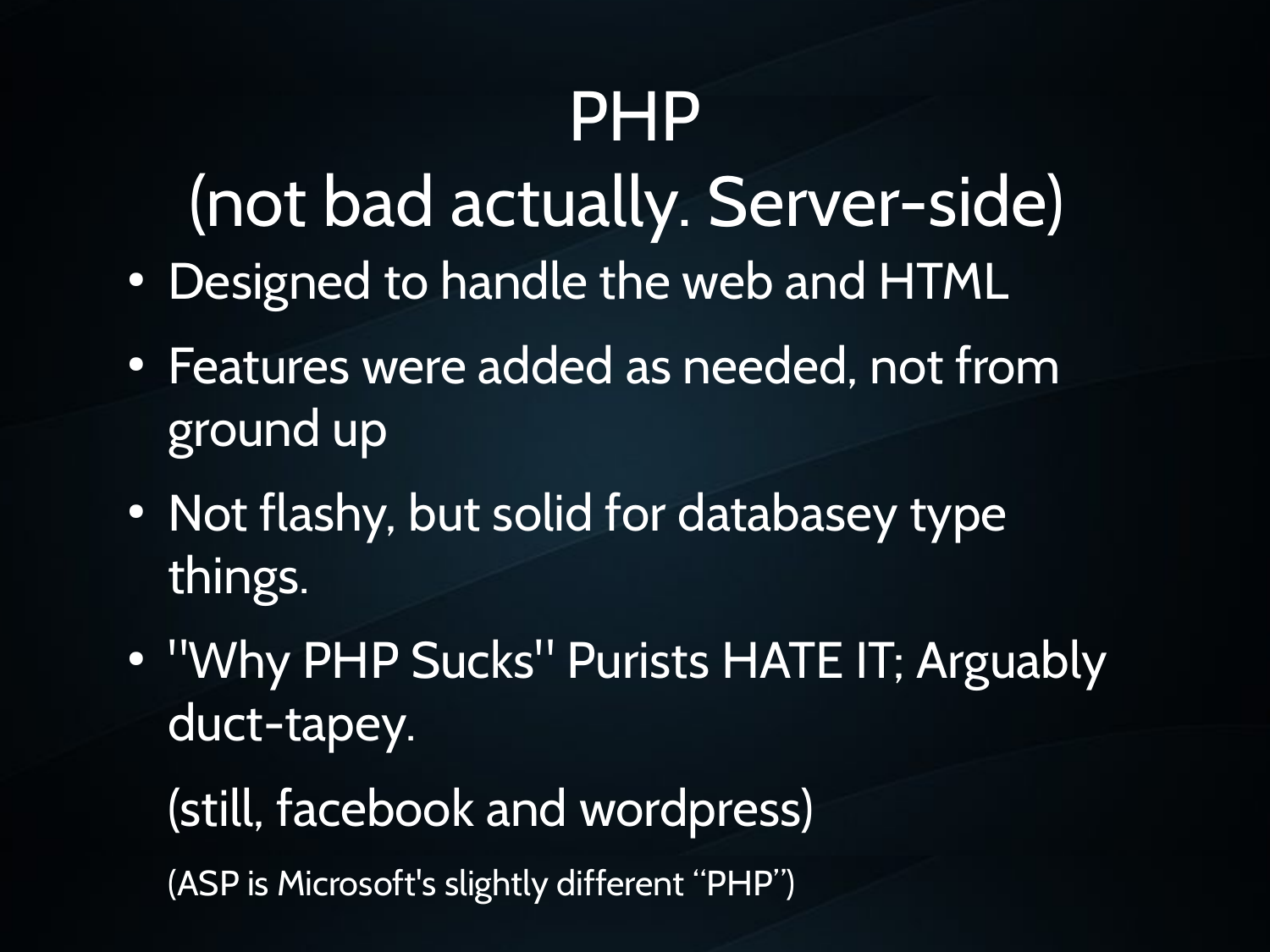# PHP
# (not bad actually. Server-side)

- Designed to handle the web and HTML
- Features were added as needed, not from ground up
- Not flashy, but solid for databasey type things.
- "Why PHP Sucks" Purists HATE IT; Arguably duct-tapey.

  (still, facebook and wordpress)

  (ASP is Microsoft's slightly different "PHP")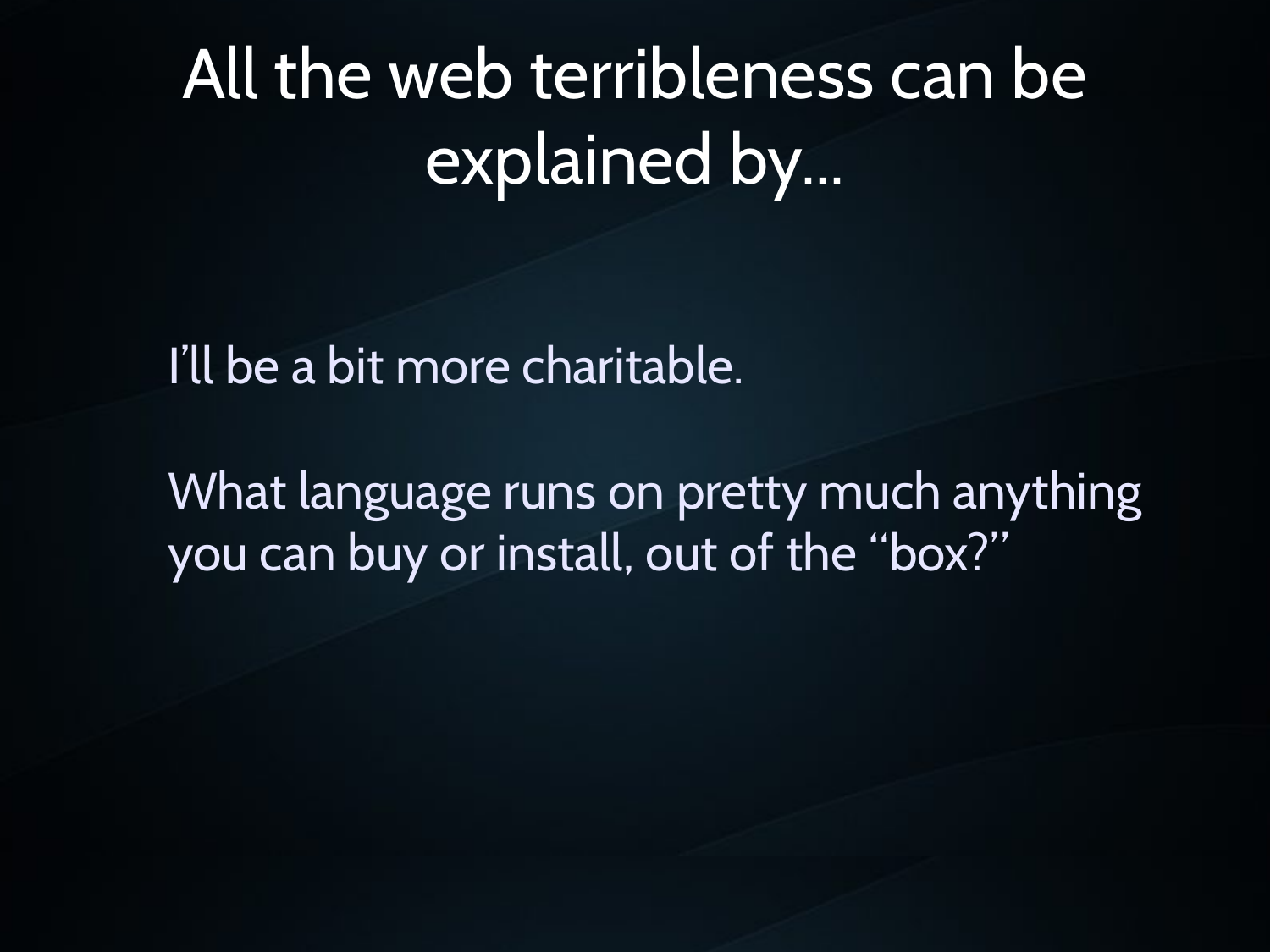# All the web terribleness can be explained by…

I'll be a bit more charitable.

What language runs on pretty much anything you can buy or install, out of the "box?"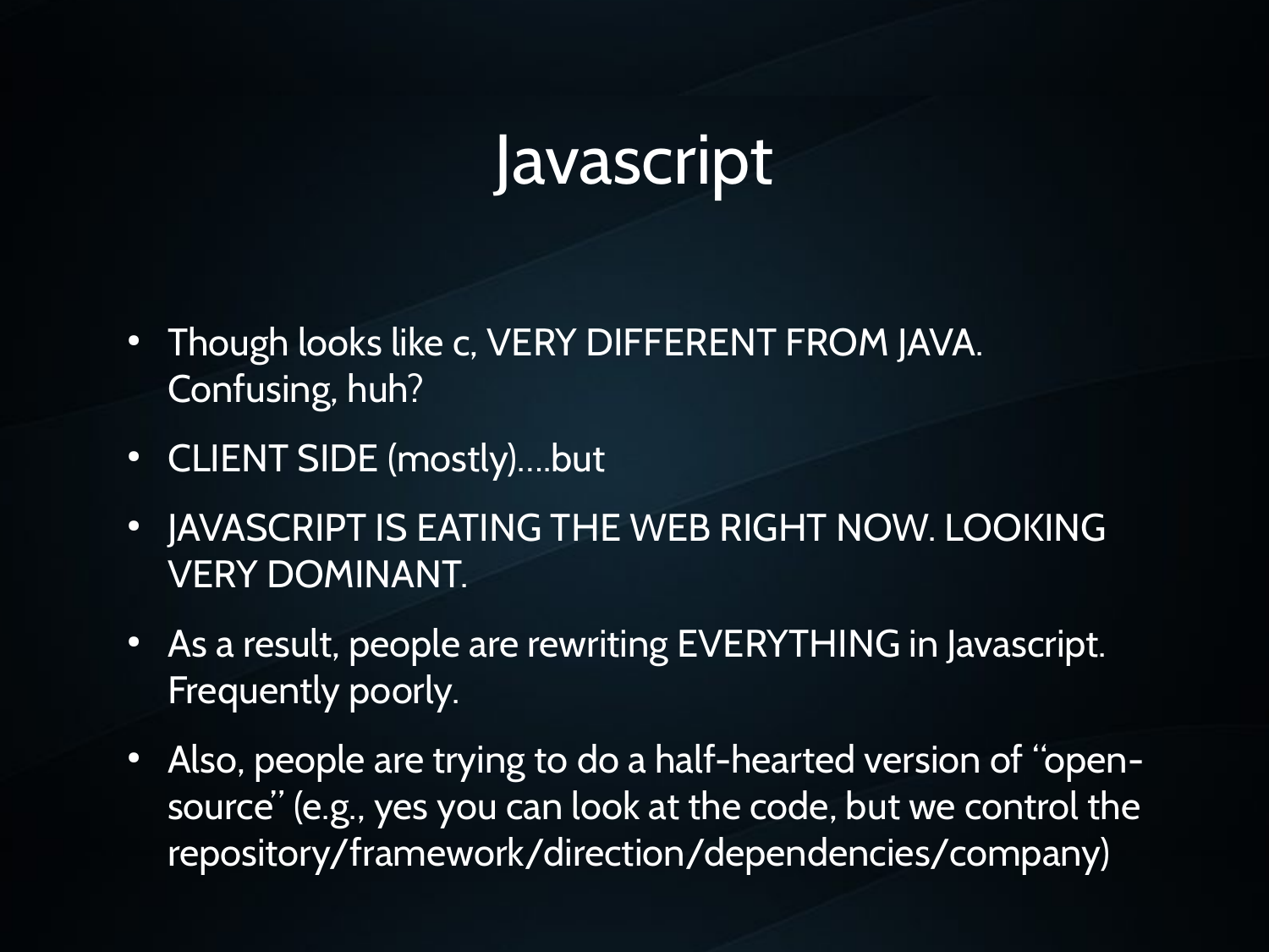# Javascript

- Though looks like c, VERY DIFFERENT FROM JAVA. Confusing, huh?
- CLIENT SIDE (mostly)….but
- JAVASCRIPT IS EATING THE WEB RIGHT NOW. LOOKING VERY DOMINANT.
- As a result, people are rewriting EVERYTHING in Javascript. Frequently poorly.
- Also, people are trying to do a half-hearted version of "open-source" (e.g., yes you can look at the code, but we control the repository/framework/direction/dependencies/company)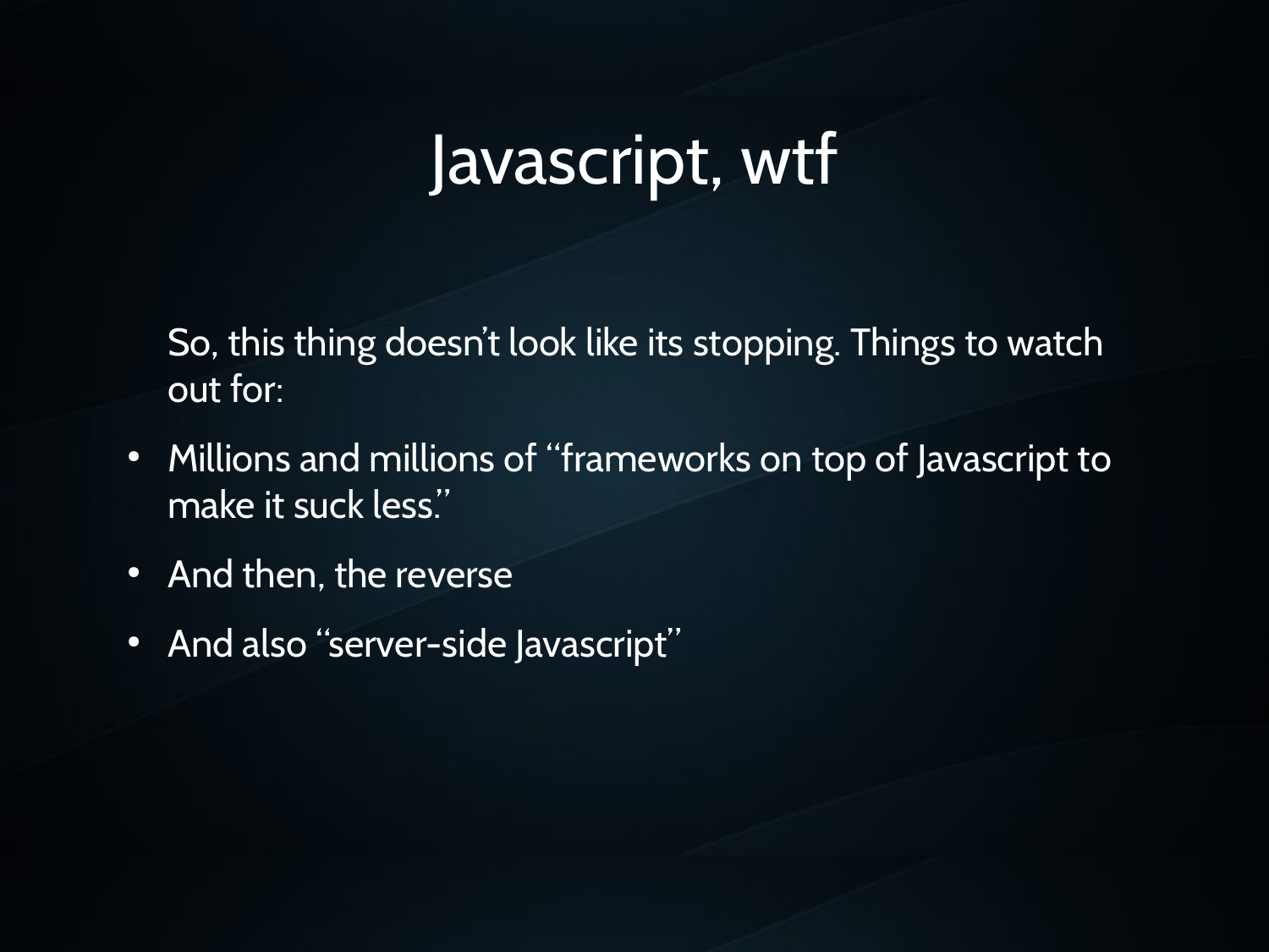# Javascript, wtf

So, this thing doesn't look like its stopping. Things to watch out for:

- Millions and millions of "frameworks on top of Javascript to make it suck less."
- And then, the reverse
- And also "server-side Javascript"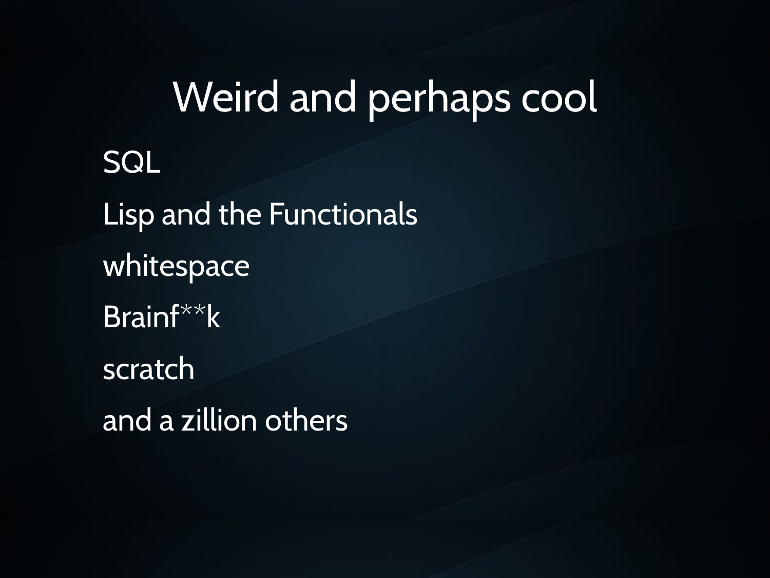# Weird and perhaps cool

SQL

Lisp and the Functionals

whitespace

Brainf**k

scratch

and a zillion others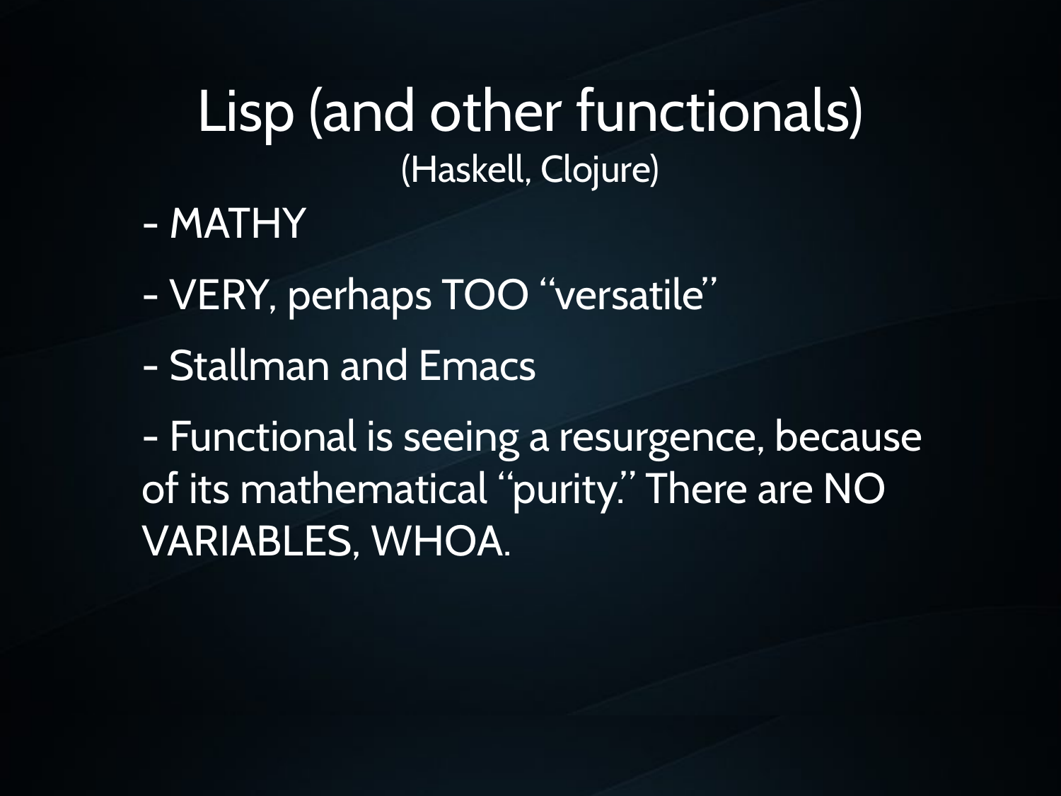# Lisp (and other functionals)

(Haskell, Clojure)

- MATHY
- VERY, perhaps TOO “versatile”
- Stallman and Emacs
- Functional is seeing a resurgence, because of its mathematical “purity.” There are NO VARIABLES, WHOA.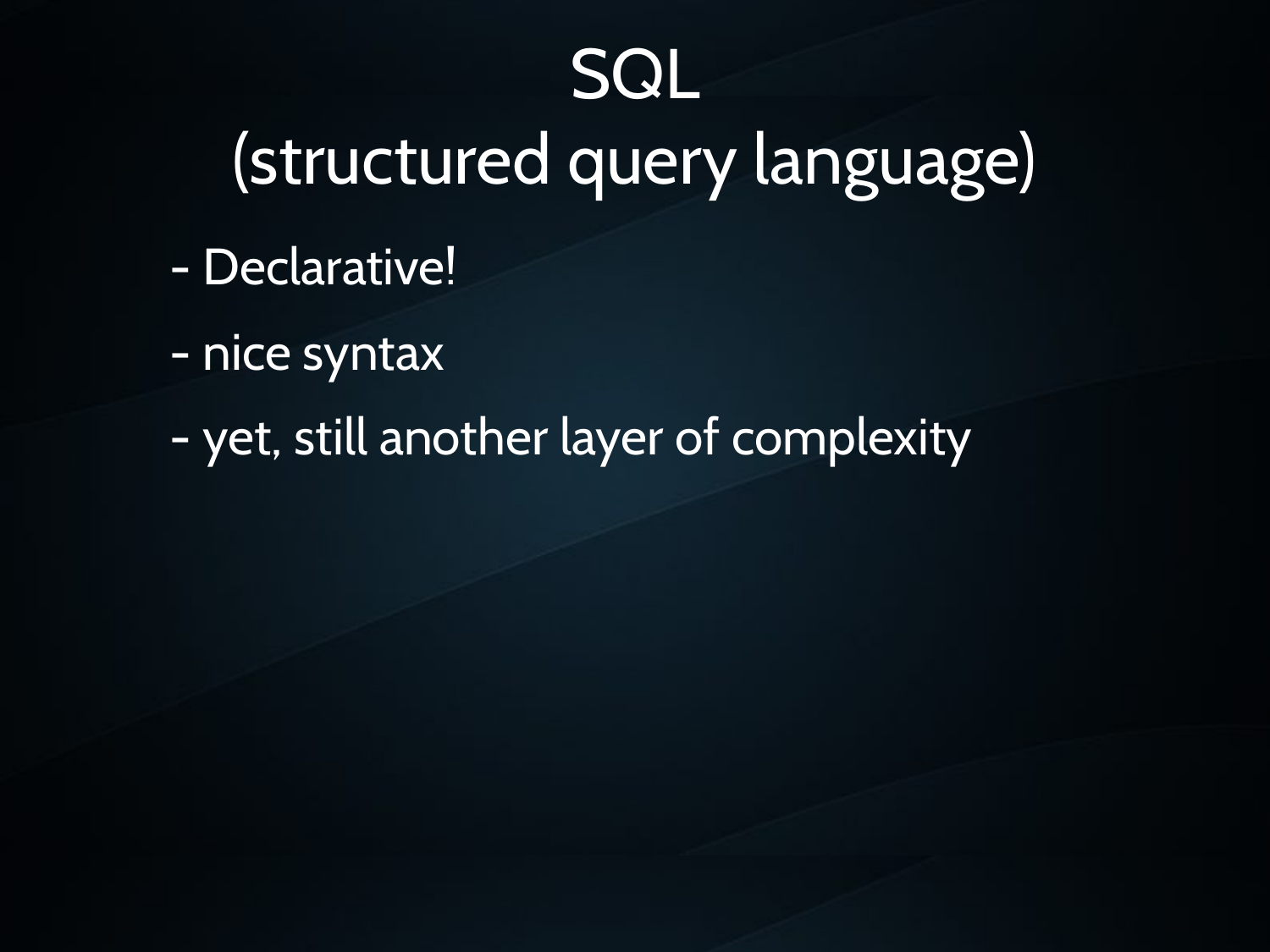# SQL
# (structured query language)

- Declarative!
- nice syntax
- yet, still another layer of complexity